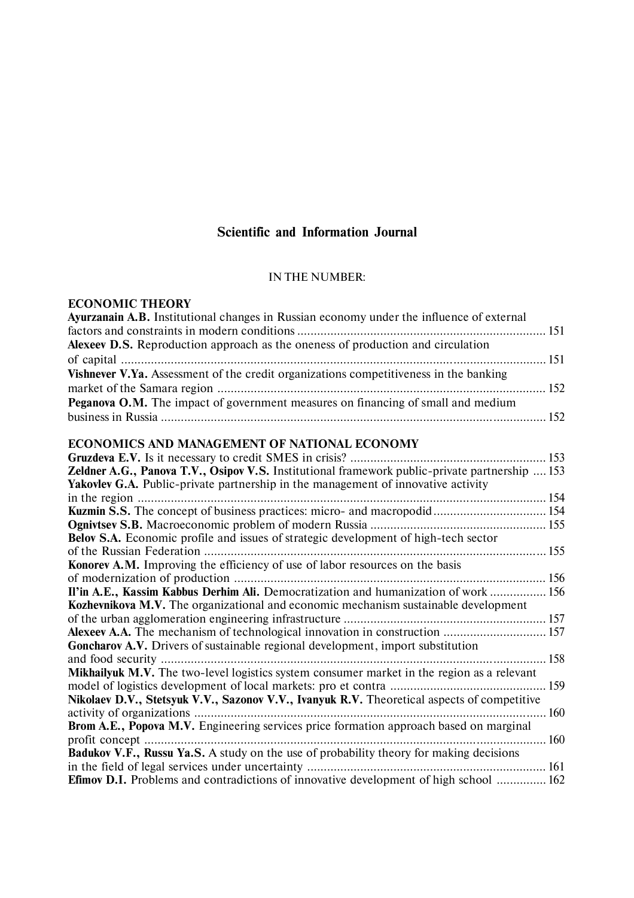## Scientific and Information Journal

IN THE NUMBER:

### ECONOMIC THEORY

**Ayurzanain A.B.** Institutional changes in Russian economy under the influence of external factors and constraints in modern conditions ............................................................................ 151

**Alexeev D.S.** Reproduction approach as the oneness of production and circulation of capital ................................................................................................................................ 151

**Vishnever V.Ya.** Assessment of the credit organizations competitiveness in the banking market of the Samara region ................................................................................................... 152

**Peganova O.M.** The impact of government measures on financing of small and medium business in Russia .................................................................................................................... 152

### ECONOMICS AND MANAGEMENT OF NATIONAL ECONOMY

**Gruzdeva E.V.** Is it necessary to credit SMES in crisis? ............................................................ 153

**Zeldner A.G., Panova T.V., Osipov V.S.** Institutional framework public-private partnership .... 153

**Yakovlev G.A.** Public-private partnership in the management of innovative activity in the region ........................................................................................................................... 154

**Kuzmin S.S.** The concept of business practices: micro- and macropodid .................................. 154

**Ognivtsev S.B.** Macroeconomic problem of modern Russia ..................................................... 155

**Belov S.A.** Economic profile and issues of strategic development of high-tech sector of the Russian Federation ....................................................................................................... 155

**Konorev A.M.** Improving the efficiency of use of labor resources on the basis of modernization of production .............................................................................................. 156

**Il'in A.E., Kassim Kabbus Derhim Ali.** Democratization and humanization of work ................. 156

**Kozhevnikova M.V.** The organizational and economic mechanism sustainable development of the urban agglomeration engineering infrastructure ............................................................. 157

**Alexeev A.A.** The mechanism of technological innovation in construction ............................... 157

**Goncharov A.V.** Drivers of sustainable regional development, import substitution and food security ..................................................................................................................... 158

**Mikhailyuk M.V.** The two-level logistics system consumer market in the region as a relevant model of logistics development of local markets: pro et contra ............................................... 159

**Nikolaev D.V., Stetsyuk V.V., Sazonov V.V., Ivanyuk R.V.** Theoretical aspects of competitive activity of organizations .......................................................................................................... 160

**Brom A.E., Popova M.V.** Engineering services price formation approach based on marginal profit concept .......................................................................................................................... 160

**Badukov V.F., Russu Ya.S.** A study on the use of probability theory for making decisions in the field of legal services under uncertainty ......................................................................... 161

**Efimov D.I.** Problems and contradictions of innovative development of high school ............... 162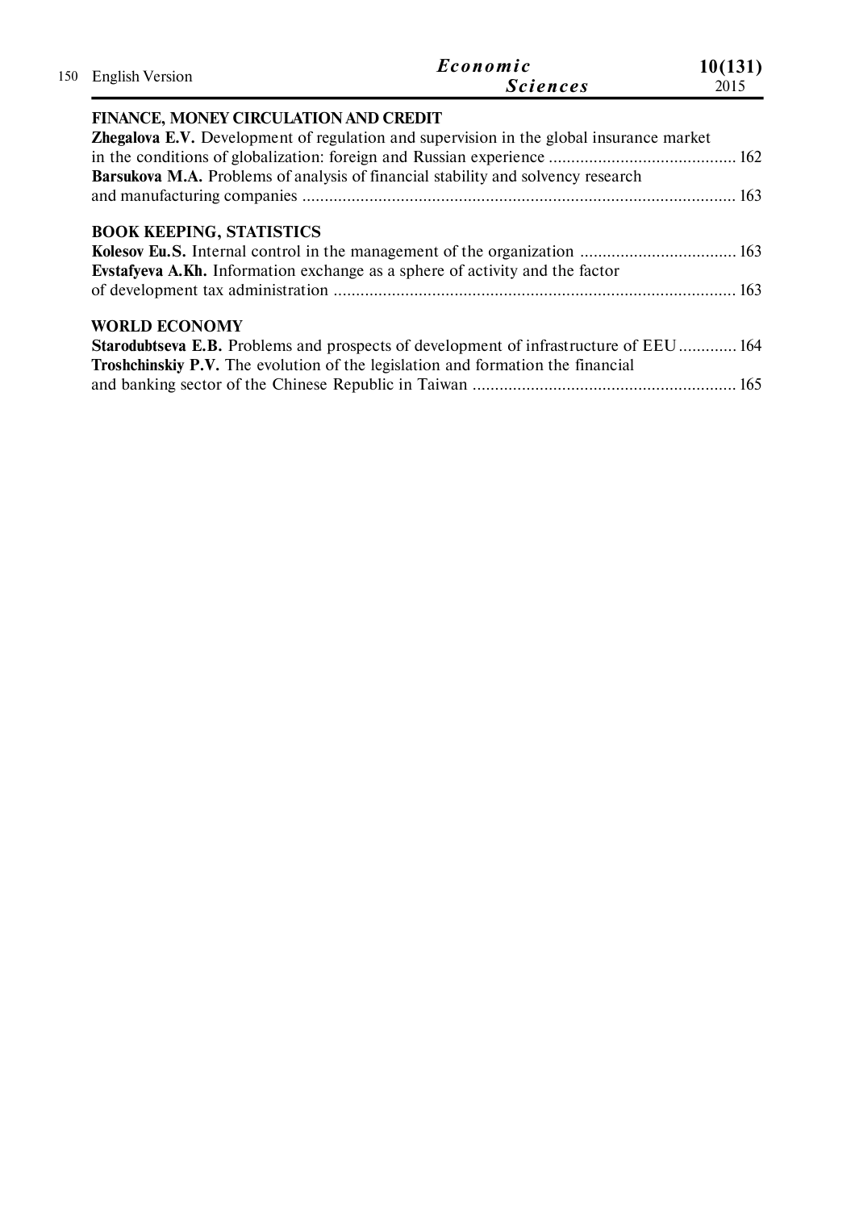## FINANCE, MONEY CIRCULATION AND CREDIT

**Zhegalova E.V.** Development of regulation and supervision in the global insurance market in the conditions of globalization: foreign and Russian experience .......................................... 162

**Barsukova M.A.** Problems of analysis of financial stability and solvency research and manufacturing companies ................................................................................................. 163

## BOOK KEEPING, STATISTICS

**Kolesov Eu.S.** Internal control in the management of the organization ................................... 163

**Evstafyeva A.Kh.** Information exchange as a sphere of activity and the factor of development tax administration .......................................................................................... 163

## WORLD ECONOMY

**Starodubtseva E.B.** Problems and prospects of development of infrastructure of EEU ............. 164

**Troshchinskiy P.V.** The evolution of the legislation and formation the financial and banking sector of the Chinese Republic in Taiwan ........................................................... 165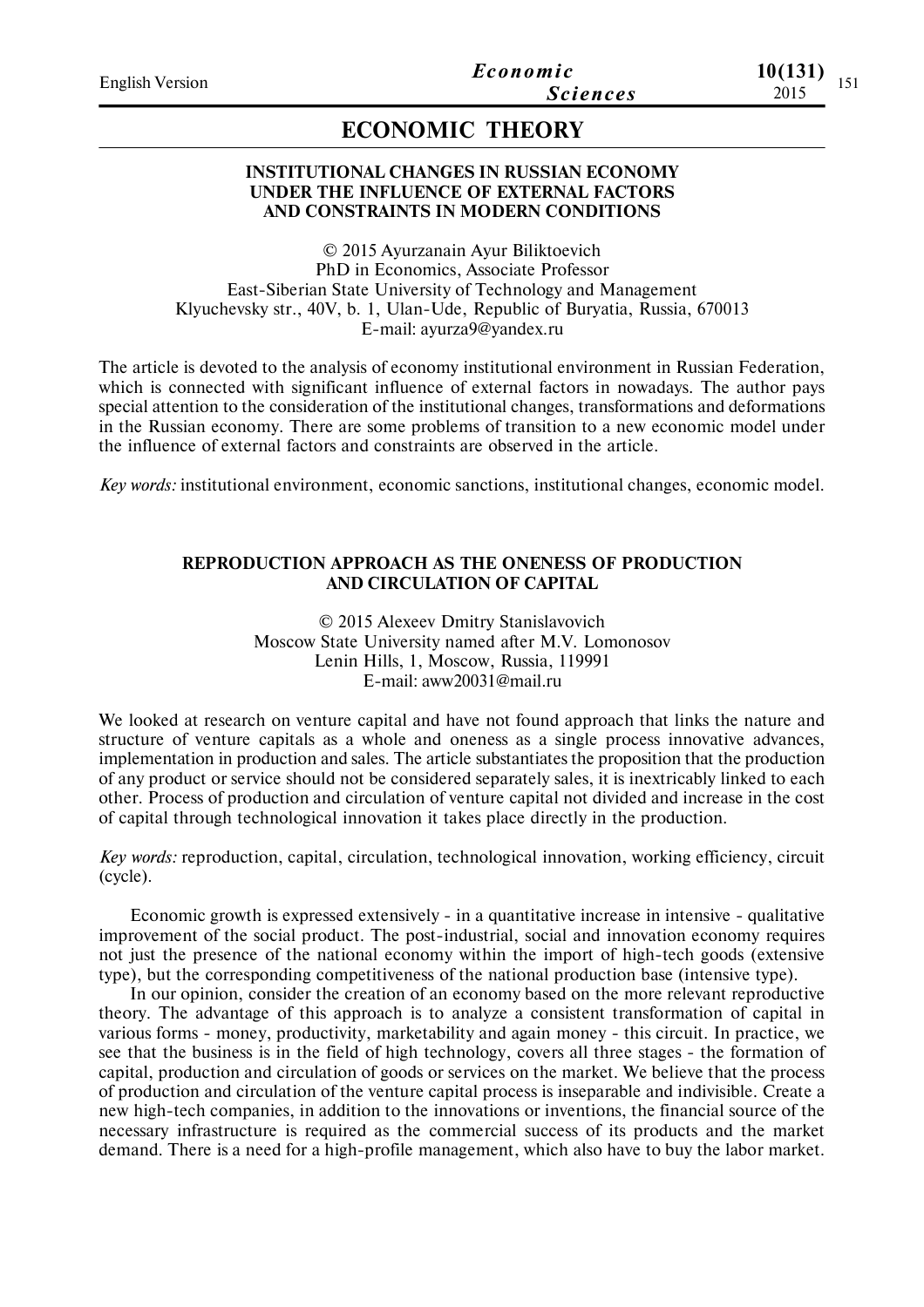# ECONOMIC THEORY

## INSTITUTIONAL CHANGES IN RUSSIAN ECONOMY UNDER THE INFLUENCE OF EXTERNAL FACTORS AND CONSTRAINTS IN MODERN CONDITIONS

© 2015 Ayurzanain Ayur Biliktoevich
PhD in Economics, Associate Professor
East-Siberian State University of Technology and Management
Klyuchevsky str., 40V, b. 1, Ulan-Ude, Republic of Buryatia, Russia, 670013
E-mail: ayurza9@yandex.ru

The article is devoted to the analysis of economy institutional environment in Russian Federation, which is connected with significant influence of external factors in nowadays. The author pays special attention to the consideration of the institutional changes, transformations and deformations in the Russian economy. There are some problems of transition to a new economic model under the influence of external factors and constraints are observed in the article.

*Key words:* institutional environment, economic sanctions, institutional changes, economic model.

## REPRODUCTION APPROACH AS THE ONENESS OF PRODUCTION AND CIRCULATION OF CAPITAL

© 2015 Alexeev Dmitry Stanislavovich
Moscow State University named after M.V. Lomonosov
Lenin Hills, 1, Moscow, Russia, 119991
E-mail: aww20031@mail.ru

We looked at research on venture capital and have not found approach that links the nature and structure of venture capitals as a whole and oneness as a single process innovative advances, implementation in production and sales. The article substantiates the proposition that the production of any product or service should not be considered separately sales, it is inextricably linked to each other. Process of production and circulation of venture capital not divided and increase in the cost of capital through technological innovation it takes place directly in the production.

*Key words:* reproduction, capital, circulation, technological innovation, working efficiency, circuit (cycle).

Economic growth is expressed extensively - in a quantitative increase in intensive - qualitative improvement of the social product. The post-industrial, social and innovation economy requires not just the presence of the national economy within the import of high-tech goods (extensive type), but the corresponding competitiveness of the national production base (intensive type).

In our opinion, consider the creation of an economy based on the more relevant reproductive theory. The advantage of this approach is to analyze a consistent transformation of capital in various forms - money, productivity, marketability and again money - this circuit. In practice, we see that the business is in the field of high technology, covers all three stages - the formation of capital, production and circulation of goods or services on the market. We believe that the process of production and circulation of the venture capital process is inseparable and indivisible. Create a new high-tech companies, in addition to the innovations or inventions, the financial source of the necessary infrastructure is required as the commercial success of its products and the market demand. There is a need for a high-profile management, which also have to buy the labor market.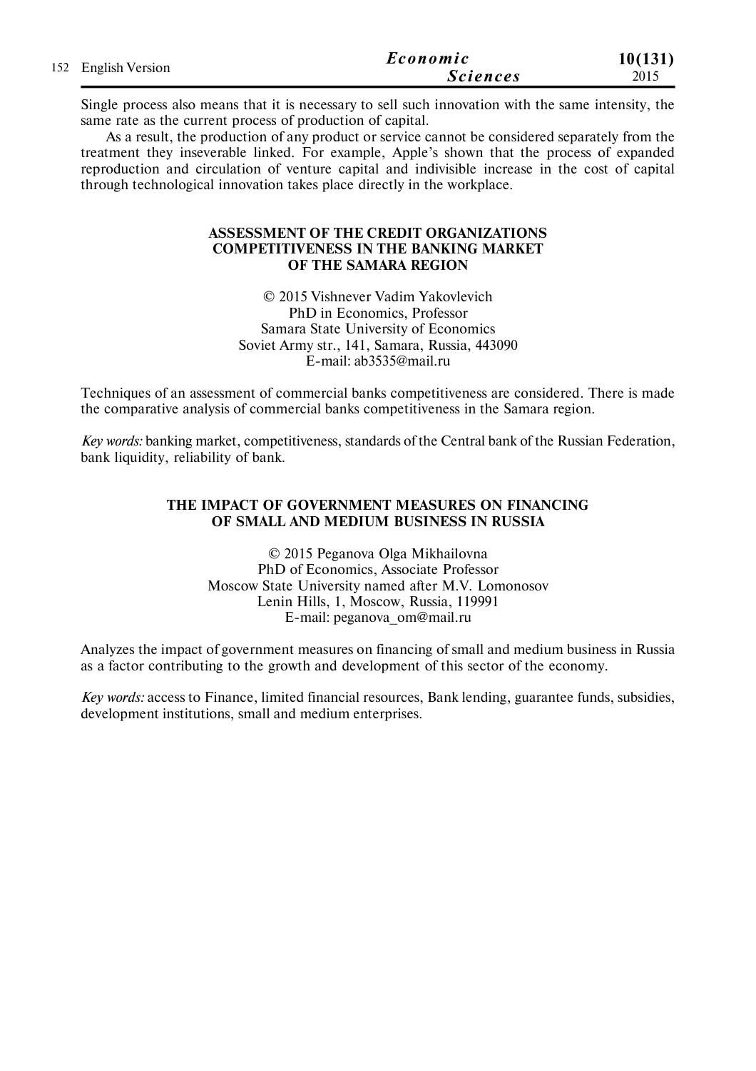Single process also means that it is necessary to sell such innovation with the same intensity, the same rate as the current process of production of capital.

As a result, the production of any product or service cannot be considered separately from the treatment they inseverable linked. For example, Apple's shown that the process of expanded reproduction and circulation of venture capital and indivisible increase in the cost of capital through technological innovation takes place directly in the workplace.

## ASSESSMENT OF THE CREDIT ORGANIZATIONS COMPETITIVENESS IN THE BANKING MARKET OF THE SAMARA REGION

© 2015 Vishnever Vadim Yakovlevich
PhD in Economics, Professor
Samara State University of Economics
Soviet Army str., 141, Samara, Russia, 443090
E-mail: ab3535@mail.ru

Techniques of an assessment of commercial banks competitiveness are considered. There is made the comparative analysis of commercial banks competitiveness in the Samara region.

*Key words:* banking market, competitiveness, standards of the Central bank of the Russian Federation, bank liquidity, reliability of bank.

## THE IMPACT OF GOVERNMENT MEASURES ON FINANCING OF SMALL AND MEDIUM BUSINESS IN RUSSIA

© 2015 Peganova Olga Mikhailovna
PhD of Economics, Associate Professor
Moscow State University named after M.V. Lomonosov
Lenin Hills, 1, Moscow, Russia, 119991
E-mail: peganova_om@mail.ru

Analyzes the impact of government measures on financing of small and medium business in Russia as a factor contributing to the growth and development of this sector of the economy.

*Key words:* access to Finance, limited financial resources, Bank lending, guarantee funds, subsidies, development institutions, small and medium enterprises.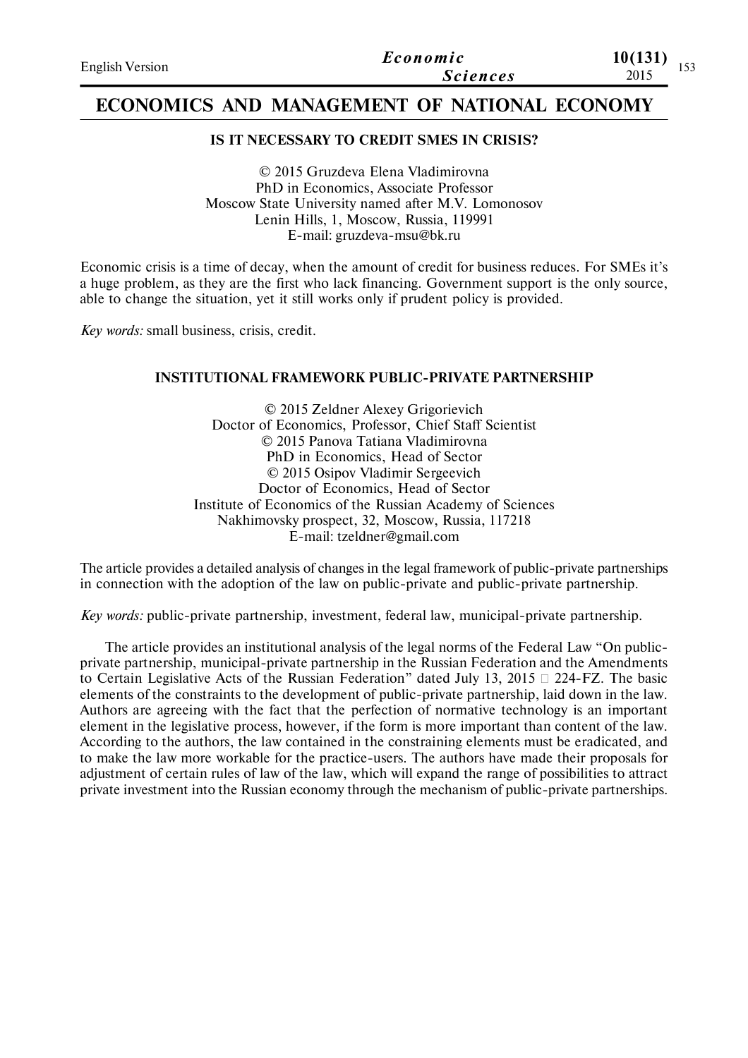# ECONOMICS AND MANAGEMENT OF NATIONAL ECONOMY

## IS IT NECESSARY TO CREDIT SMES IN CRISIS?

© 2015 Gruzdeva Elena Vladimirovna
PhD in Economics, Associate Professor
Moscow State University named after M.V. Lomonosov
Lenin Hills, 1, Moscow, Russia, 119991
E-mail: gruzdeva-msu@bk.ru

Economic crisis is a time of decay, when the amount of credit for business reduces. For SMEs it's a huge problem, as they are the first who lack financing. Government support is the only source, able to change the situation, yet it still works only if prudent policy is provided.

*Key words:* small business, crisis, credit.

## INSTITUTIONAL FRAMEWORK PUBLIC-PRIVATE PARTNERSHIP

© 2015 Zeldner Alexey Grigorievich
Doctor of Economics, Professor, Chief Staff Scientist
© 2015 Panova Tatiana Vladimirovna
PhD in Economics, Head of Sector
© 2015 Osipov Vladimir Sergeevich
Doctor of Economics, Head of Sector
Institute of Economics of the Russian Academy of Sciences
Nakhimovsky prospect, 32, Moscow, Russia, 117218
E-mail: tzeldner@gmail.com

The article provides a detailed analysis of changes in the legal framework of public-private partnerships in connection with the adoption of the law on public-private and public-private partnership.

*Key words:* public-private partnership, investment, federal law, municipal-private partnership.

The article provides an institutional analysis of the legal norms of the Federal Law "On public-private partnership, municipal-private partnership in the Russian Federation and the Amendments to Certain Legislative Acts of the Russian Federation" dated July 13, 2015 □ 224-FZ. The basic elements of the constraints to the development of public-private partnership, laid down in the law. Authors are agreeing with the fact that the perfection of normative technology is an important element in the legislative process, however, if the form is more important than content of the law. According to the authors, the law contained in the constraining elements must be eradicated, and to make the law more workable for the practice-users. The authors have made their proposals for adjustment of certain rules of law of the law, which will expand the range of possibilities to attract private investment into the Russian economy through the mechanism of public-private partnerships.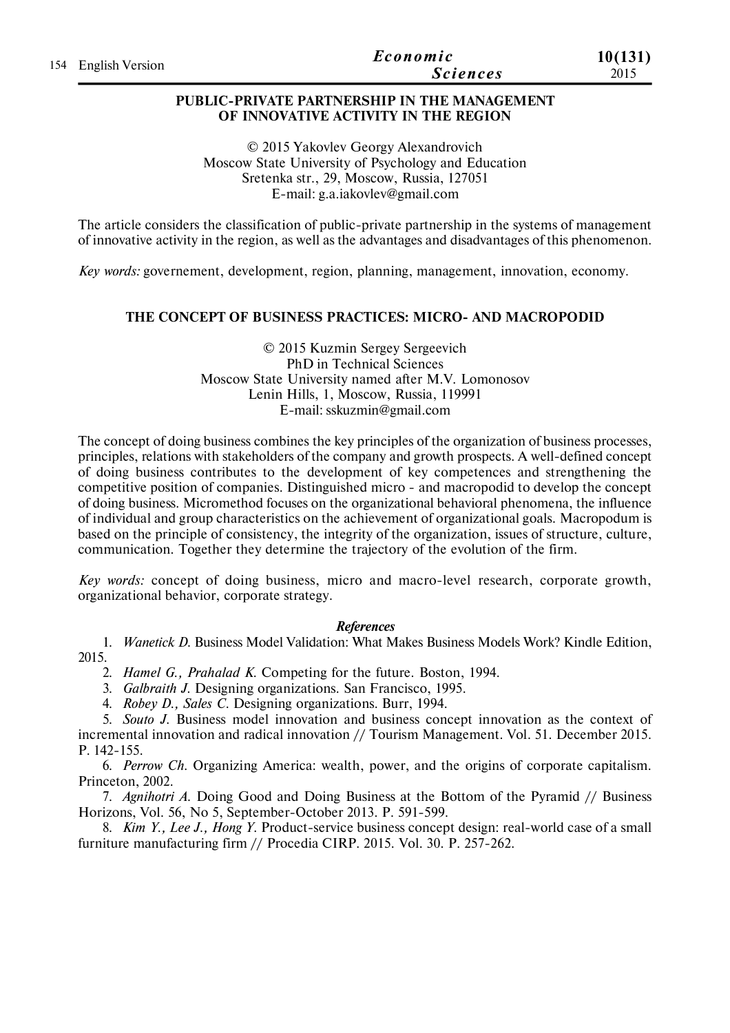## PUBLIC-PRIVATE PARTNERSHIP IN THE MANAGEMENT OF INNOVATIVE ACTIVITY IN THE REGION

© 2015 Yakovlev Georgy Alexandrovich
Moscow State University of Psychology and Education
Sretenka str., 29, Moscow, Russia, 127051
E-mail: g.a.iakovlev@gmail.com

The article considers the classification of public-private partnership in the systems of management of innovative activity in the region, as well as the advantages and disadvantages of this phenomenon.

*Key words:* governement, development, region, planning, management, innovation, economy.

## THE CONCEPT OF BUSINESS PRACTICES: MICRO- AND MACROPODID

© 2015 Kuzmin Sergey Sergeevich
PhD in Technical Sciences
Moscow State University named after M.V. Lomonosov
Lenin Hills, 1, Moscow, Russia, 119991
E-mail: sskuzmin@gmail.com

The concept of doing business combines the key principles of the organization of business processes, principles, relations with stakeholders of the company and growth prospects. A well-defined concept of doing business contributes to the development of key competences and strengthening the competitive position of companies. Distinguished micro - and macropodid to develop the concept of doing business. Micromethod focuses on the organizational behavioral phenomena, the influence of individual and group characteristics on the achievement of organizational goals. Macropodum is based on the principle of consistency, the integrity of the organization, issues of structure, culture, communication. Together they determine the trajectory of the evolution of the firm.

*Key words:* concept of doing business, micro and macro-level research, corporate growth, organizational behavior, corporate strategy.

### *References*

1. *Wanetick D.* Business Model Validation: What Makes Business Models Work? Kindle Edition, 2015.
2. *Hamel G., Prahalad K.* Competing for the future. Boston, 1994.
3. *Galbraith J.* Designing organizations. San Francisco, 1995.
4. *Robey D., Sales C.* Designing organizations. Burr, 1994.
5. *Souto J.* Business model innovation and business concept innovation as the context of incremental innovation and radical innovation // Tourism Management. Vol. 51. December 2015. P. 142-155.
6. *Perrow Ch.* Organizing America: wealth, power, and the origins of corporate capitalism. Princeton, 2002.
7. *Agnihotri A.* Doing Good and Doing Business at the Bottom of the Pyramid // Business Horizons, Vol. 56, No 5, September-October 2013. P. 591-599.
8. *Kim Y., Lee J., Hong Y.* Product-service business concept design: real-world case of a small furniture manufacturing firm // Procedia CIRP. 2015. Vol. 30. P. 257-262.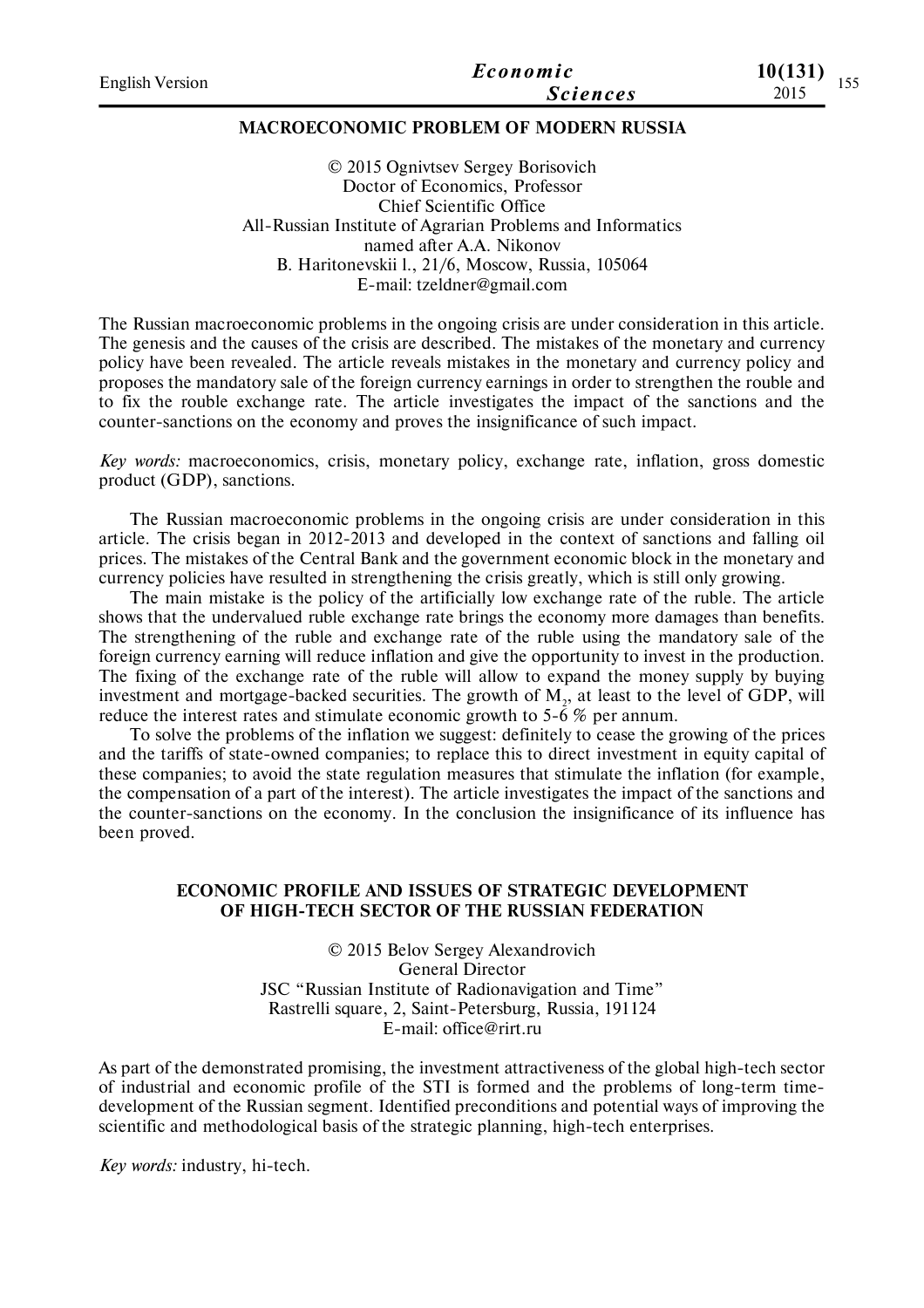## MACROECONOMIC PROBLEM OF MODERN RUSSIA

© 2015 Ognivtsev Sergey Borisovich
Doctor of Economics, Professor
Chief Scientific Office
All-Russian Institute of Agrarian Problems and Informatics
named after A.A. Nikonov
B. Haritonevskii l., 21/6, Moscow, Russia, 105064
E-mail: tzeldner@gmail.com

The Russian macroeconomic problems in the ongoing crisis are under consideration in this article. The genesis and the causes of the crisis are described. The mistakes of the monetary and currency policy have been revealed. The article reveals mistakes in the monetary and currency policy and proposes the mandatory sale of the foreign currency earnings in order to strengthen the rouble and to fix the rouble exchange rate. The article investigates the impact of the sanctions and the counter-sanctions on the economy and proves the insignificance of such impact.

*Key words:* macroeconomics, crisis, monetary policy, exchange rate, inflation, gross domestic product (GDP), sanctions.

The Russian macroeconomic problems in the ongoing crisis are under consideration in this article. The crisis began in 2012-2013 and developed in the context of sanctions and falling oil prices. The mistakes of the Central Bank and the government economic block in the monetary and currency policies have resulted in strengthening the crisis greatly, which is still only growing.

The main mistake is the policy of the artificially low exchange rate of the ruble. The article shows that the undervalued ruble exchange rate brings the economy more damages than benefits. The strengthening of the ruble and exchange rate of the ruble using the mandatory sale of the foreign currency earning will reduce inflation and give the opportunity to invest in the production. The fixing of the exchange rate of the ruble will allow to expand the money supply by buying investment and mortgage-backed securities. The growth of $M_2$, at least to the level of GDP, will reduce the interest rates and stimulate economic growth to 5-6 % per annum.

To solve the problems of the inflation we suggest: definitely to cease the growing of the prices and the tariffs of state-owned companies; to replace this to direct investment in equity capital of these companies; to avoid the state regulation measures that stimulate the inflation (for example, the compensation of a part of the interest). The article investigates the impact of the sanctions and the counter-sanctions on the economy. In the conclusion the insignificance of its influence has been proved.

## ECONOMIC PROFILE AND ISSUES OF STRATEGIC DEVELOPMENT OF HIGH-TECH SECTOR OF THE RUSSIAN FEDERATION

© 2015 Belov Sergey Alexandrovich
General Director
JSC "Russian Institute of Radionavigation and Time"
Rastrelli square, 2, Saint-Petersburg, Russia, 191124
E-mail: office@rirt.ru

As part of the demonstrated promising, the investment attractiveness of the global high-tech sector of industrial and economic profile of the STI is formed and the problems of long-term time-development of the Russian segment. Identified preconditions and potential ways of improving the scientific and methodological basis of the strategic planning, high-tech enterprises.

*Key words:* industry, hi-tech.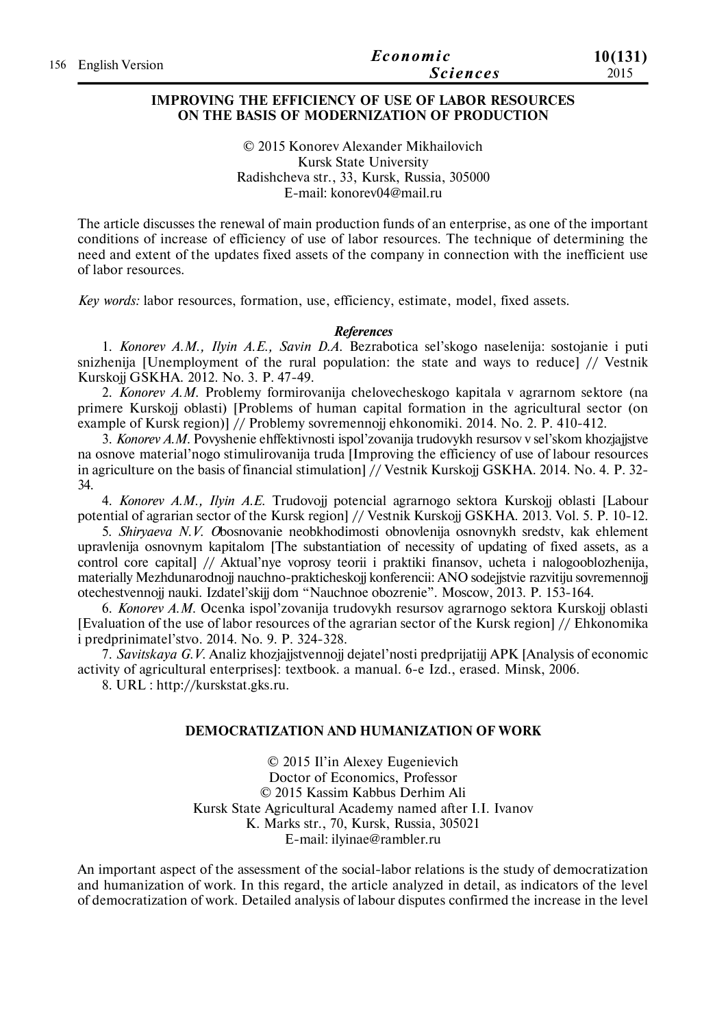## IMPROVING THE EFFICIENCY OF USE OF LABOR RESOURCES ON THE BASIS OF MODERNIZATION OF PRODUCTION

© 2015 Konorev Alexander Mikhailovich
Kursk State University
Radishcheva str., 33, Kursk, Russia, 305000
E-mail: konorev04@mail.ru

The article discusses the renewal of main production funds of an enterprise, as one of the important conditions of increase of efficiency of use of labor resources. The technique of determining the need and extent of the updates fixed assets of the company in connection with the inefficient use of labor resources.

*Key words:* labor resources, formation, use, efficiency, estimate, model, fixed assets.

***References***

1. *Konorev A.M., Ilyin A.E., Savin D.A.* Bezrabotica sel'skogo naselenija: sostojanie i puti snizhenija [Unemployment of the rural population: the state and ways to reduce] // Vestnik Kurskojj GSKHA. 2012. No. 3. P. 47-49.
2. *Konorev A.M.* Problemy formirovanija chelovecheskogo kapitala v agrarnom sektore (na primere Kurskojj oblasti) [Problems of human capital formation in the agricultural sector (on example of Kursk region)] // Problemy sovremennojj ehkonomiki. 2014. No. 2. P. 410-412.
3. *Konorev A.M.* Povyshenie ehffektivnosti ispol'zovanija trudovykh resursov v sel'skom khozjajjstve na osnove material'nogo stimulirovanija truda [Improving the efficiency of use of labour resources in agriculture on the basis of financial stimulation] // Vestnik Kurskojj GSKHA. 2014. No. 4. P. 32-34.
4. *Konorev A.M., Ilyin A.E.* Trudovojj potencial agrarnogo sektora Kurskojj oblasti [Labour potential of agrarian sector of the Kursk region] // Vestnik Kurskojj GSKHA. 2013. Vol. 5. P. 10-12.
5. *Shiryaeva N.V.* Obosnovanie neobkhodimosti obnovlenija osnovnykh sredstv, kak ehlement upravlenija osnovnym kapitalom [The substantiation of necessity of updating of fixed assets, as a control core capital] // Aktual'nye voprosy teorii i praktiki finansov, ucheta i nalogooblozhenija, materially Mezhdunarodnojj nauchno-prakticheskojj konferencii: ANO sodejjstvie razvitiju sovremennojj otechestvennojj nauki. Izdatel'skijj dom "Nauchnoe obozrenie". Moscow, 2013. P. 153-164.
6. *Konorev A.M.* Ocenka ispol'zovanija trudovykh resursov agrarnogo sektora Kurskojj oblasti [Evaluation of the use of labor resources of the agrarian sector of the Kursk region] // Ehkonomika i predprinimatel'stvo. 2014. No. 9. P. 324-328.
7. *Savitskaya G.V.* Analiz khozjajjstvennojj dejatel'nosti predprijatijj APK [Analysis of economic activity of agricultural enterprises]: textbook. a manual. 6-e Izd., erased. Minsk, 2006.
8. URL : http://kurskstat.gks.ru.

## DEMOCRATIZATION AND HUMANIZATION OF WORK

© 2015 Il'in Alexey Eugenievich
Doctor of Economics, Professor
© 2015 Kassim Kabbus Derhim Ali
Kursk State Agricultural Academy named after I.I. Ivanov
K. Marks str., 70, Kursk, Russia, 305021
E-mail: ilyinae@rambler.ru

An important aspect of the assessment of the social-labor relations is the study of democratization and humanization of work. In this regard, the article analyzed in detail, as indicators of the level of democratization of work. Detailed analysis of labour disputes confirmed the increase in the level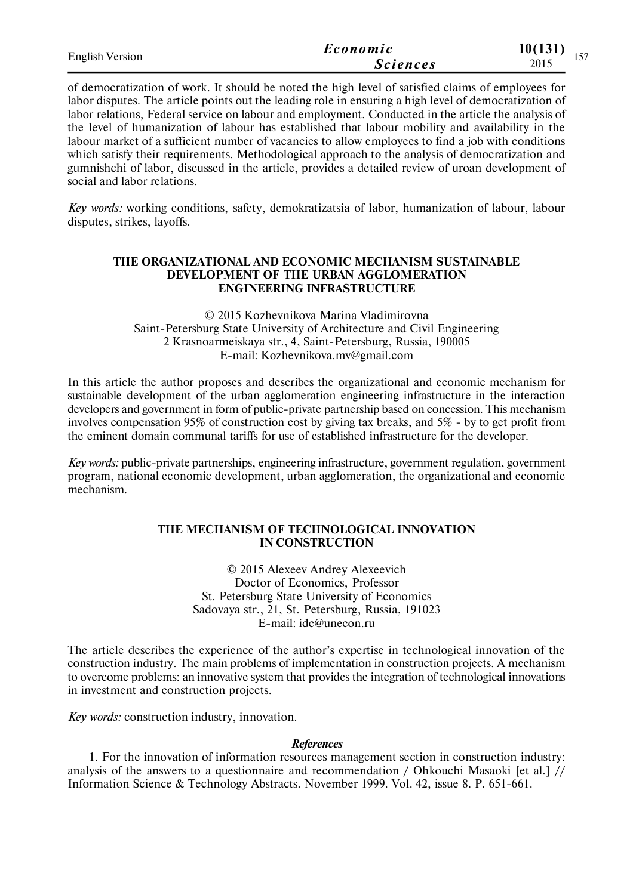of democratization of work. It should be noted the high level of satisfied claims of employees for labor disputes. The article points out the leading role in ensuring a high level of democratization of labor relations, Federal service on labour and employment. Conducted in the article the analysis of the level of humanization of labour has established that labour mobility and availability in the labour market of a sufficient number of vacancies to allow employees to find a job with conditions which satisfy their requirements. Methodological approach to the analysis of democratization and gumnishchi of labor, discussed in the article, provides a detailed review of uroan development of social and labor relations.

*Key words:* working conditions, safety, demokratizatsia of labor, humanization of labour, labour disputes, strikes, layoffs.

## THE ORGANIZATIONAL AND ECONOMIC MECHANISM SUSTAINABLE DEVELOPMENT OF THE URBAN AGGLOMERATION ENGINEERING INFRASTRUCTURE

© 2015 Kozhevnikova Marina Vladimirovna
Saint-Petersburg State University of Architecture and Civil Engineering
2 Krasnoarmeiskaya str., 4, Saint-Petersburg, Russia, 190005
E-mail: Kozhevnikova.mv@gmail.com

In this article the author proposes and describes the organizational and economic mechanism for sustainable development of the urban agglomeration engineering infrastructure in the interaction developers and government in form of public-private partnership based on concession. This mechanism involves compensation 95% of construction cost by giving tax breaks, and 5% - by to get profit from the eminent domain communal tariffs for use of established infrastructure for the developer.

*Key words:* public-private partnerships, engineering infrastructure, government regulation, government program, national economic development, urban agglomeration, the organizational and economic mechanism.

## THE MECHANISM OF TECHNOLOGICAL INNOVATION IN CONSTRUCTION

© 2015 Alexeev Andrey Alexeevich
Doctor of Economics, Professor
St. Petersburg State University of Economics
Sadovaya str., 21, St. Petersburg, Russia, 191023
E-mail: idc@unecon.ru

The article describes the experience of the author's expertise in technological innovation of the construction industry. The main problems of implementation in construction projects. A mechanism to overcome problems: an innovative system that provides the integration of technological innovations in investment and construction projects.

*Key words:* construction industry, innovation.

### *References*

1. For the innovation of information resources management section in construction industry: analysis of the answers to a questionnaire and recommendation / Ohkouchi Masaoki [et al.] // Information Science & Technology Abstracts. November 1999. Vol. 42, issue 8. P. 651-661.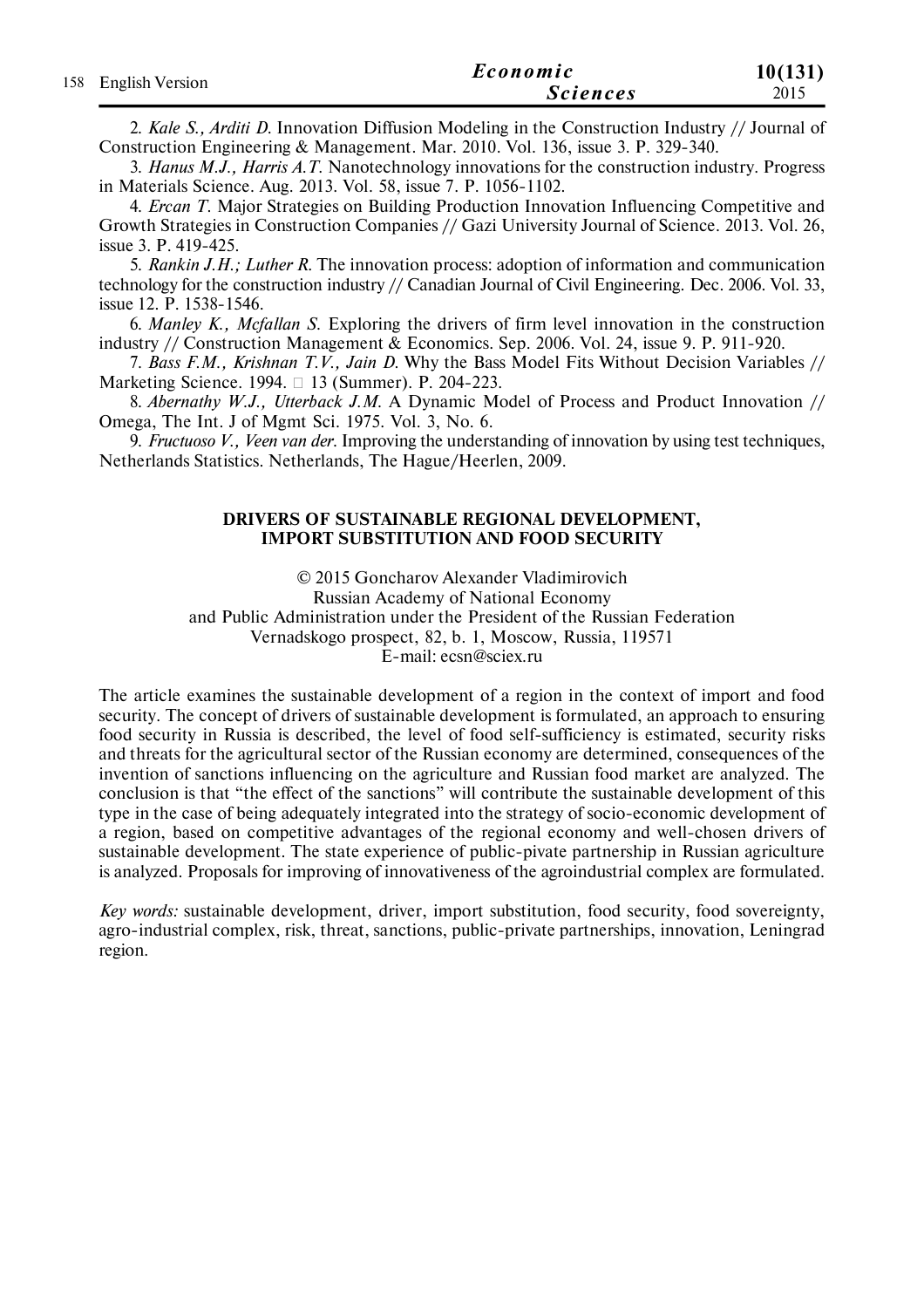2. *Kale S., Arditi D.* Innovation Diffusion Modeling in the Construction Industry // Journal of Construction Engineering & Management. Mar. 2010. Vol. 136, issue 3. P. 329-340.

3. *Hanus M.J., Harris A.T.* Nanotechnology innovations for the construction industry. Progress in Materials Science. Aug. 2013. Vol. 58, issue 7. P. 1056-1102.

4. *Ercan T.* Major Strategies on Building Production Innovation Influencing Competitive and Growth Strategies in Construction Companies // Gazi University Journal of Science. 2013. Vol. 26, issue 3. P. 419-425.

5. *Rankin J.H.; Luther R.* The innovation process: adoption of information and communication technology for the construction industry // Canadian Journal of Civil Engineering. Dec. 2006. Vol. 33, issue 12. P. 1538-1546.

6. *Manley K., Mcfallan S.* Exploring the drivers of firm level innovation in the construction industry // Construction Management & Economics. Sep. 2006. Vol. 24, issue 9. P. 911-920.

7. *Bass F.M., Krishnan T.V., Jain D.* Why the Bass Model Fits Without Decision Variables // Marketing Science. 1994. □ 13 (Summer). P. 204-223.

8. *Abernathy W.J., Utterback J.M.* A Dynamic Model of Process and Product Innovation // Omega, The Int. J of Mgmt Sci. 1975. Vol. 3, No. 6.

9. *Fructuoso V., Veen van der.* Improving the understanding of innovation by using test techniques, Netherlands Statistics. Netherlands, The Hague/Heerlen, 2009.

## DRIVERS OF SUSTAINABLE REGIONAL DEVELOPMENT, IMPORT SUBSTITUTION AND FOOD SECURITY

© 2015 Goncharov Alexander Vladimirovich
Russian Academy of National Economy
and Public Administration under the President of the Russian Federation
Vernadskogo prospect, 82, b. 1, Moscow, Russia, 119571
E-mail: ecsn@sciex.ru

The article examines the sustainable development of a region in the context of import and food security. The concept of drivers of sustainable development is formulated, an approach to ensuring food security in Russia is described, the level of food self-sufficiency is estimated, security risks and threats for the agricultural sector of the Russian economy are determined, consequences of the invention of sanctions influencing on the agriculture and Russian food market are analyzed. The conclusion is that "the effect of the sanctions" will contribute the sustainable development of this type in the case of being adequately integrated into the strategy of socio-economic development of a region, based on competitive advantages of the regional economy and well-chosen drivers of sustainable development. The state experience of public-pivate partnership in Russian agriculture is analyzed. Proposals for improving of innovativeness of the agroindustrial complex are formulated.

*Key words:* sustainable development, driver, import substitution, food security, food sovereignty, agro-industrial complex, risk, threat, sanctions, public-private partnerships, innovation, Leningrad region.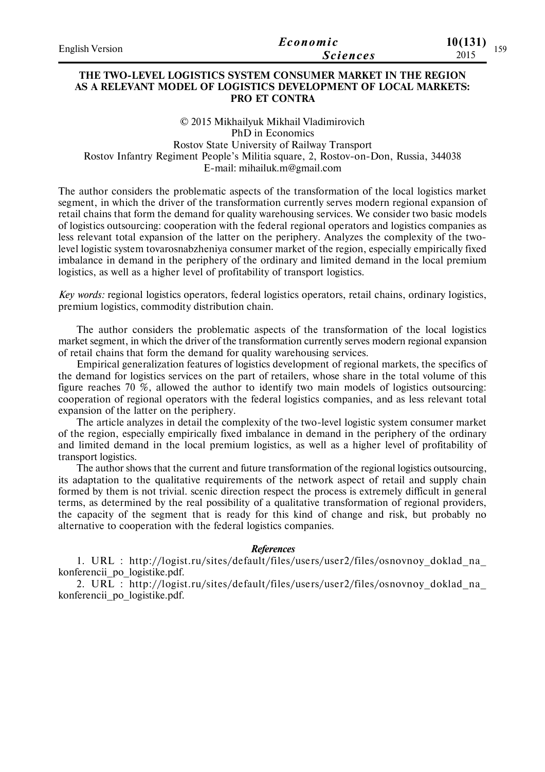# THE TWO-LEVEL LOGISTICS SYSTEM CONSUMER MARKET IN THE REGION AS A RELEVANT MODEL OF LOGISTICS DEVELOPMENT OF LOCAL MARKETS: PRO ET CONTRA

© 2015 Mikhailyuk Mikhail Vladimirovich
PhD in Economics
Rostov State University of Railway Transport
Rostov Infantry Regiment People's Militia square, 2, Rostov-on-Don, Russia, 344038
E-mail: mihailuk.m@gmail.com

The author considers the problematic aspects of the transformation of the local logistics market segment, in which the driver of the transformation currently serves modern regional expansion of retail chains that form the demand for quality warehousing services. We consider two basic models of logistics outsourcing: cooperation with the federal regional operators and logistics companies as less relevant total expansion of the latter on the periphery. Analyzes the complexity of the two-level logistic system tovarosnabzheniya consumer market of the region, especially empirically fixed imbalance in demand in the periphery of the ordinary and limited demand in the local premium logistics, as well as a higher level of profitability of transport logistics.

*Key words:* regional logistics operators, federal logistics operators, retail chains, ordinary logistics, premium logistics, commodity distribution chain.

The author considers the problematic aspects of the transformation of the local logistics market segment, in which the driver of the transformation currently serves modern regional expansion of retail chains that form the demand for quality warehousing services.

Empirical generalization features of logistics development of regional markets, the specifics of the demand for logistics services on the part of retailers, whose share in the total volume of this figure reaches 70 %, allowed the author to identify two main models of logistics outsourcing: cooperation of regional operators with the federal logistics companies, and as less relevant total expansion of the latter on the periphery.

The article analyzes in detail the complexity of the two-level logistic system consumer market of the region, especially empirically fixed imbalance in demand in the periphery of the ordinary and limited demand in the local premium logistics, as well as a higher level of profitability of transport logistics.

The author shows that the current and future transformation of the regional logistics outsourcing, its adaptation to the qualitative requirements of the network aspect of retail and supply chain formed by them is not trivial. scenic direction respect the process is extremely difficult in general terms, as determined by the real possibility of a qualitative transformation of regional providers, the capacity of the segment that is ready for this kind of change and risk, but probably no alternative to cooperation with the federal logistics companies.

### *References*

1. URL : http://logist.ru/sites/default/files/users/user2/files/osnovnoy_doklad_na_konferencii_po_logistike.pdf.
2. URL : http://logist.ru/sites/default/files/users/user2/files/osnovnoy_doklad_na_konferencii_po_logistike.pdf.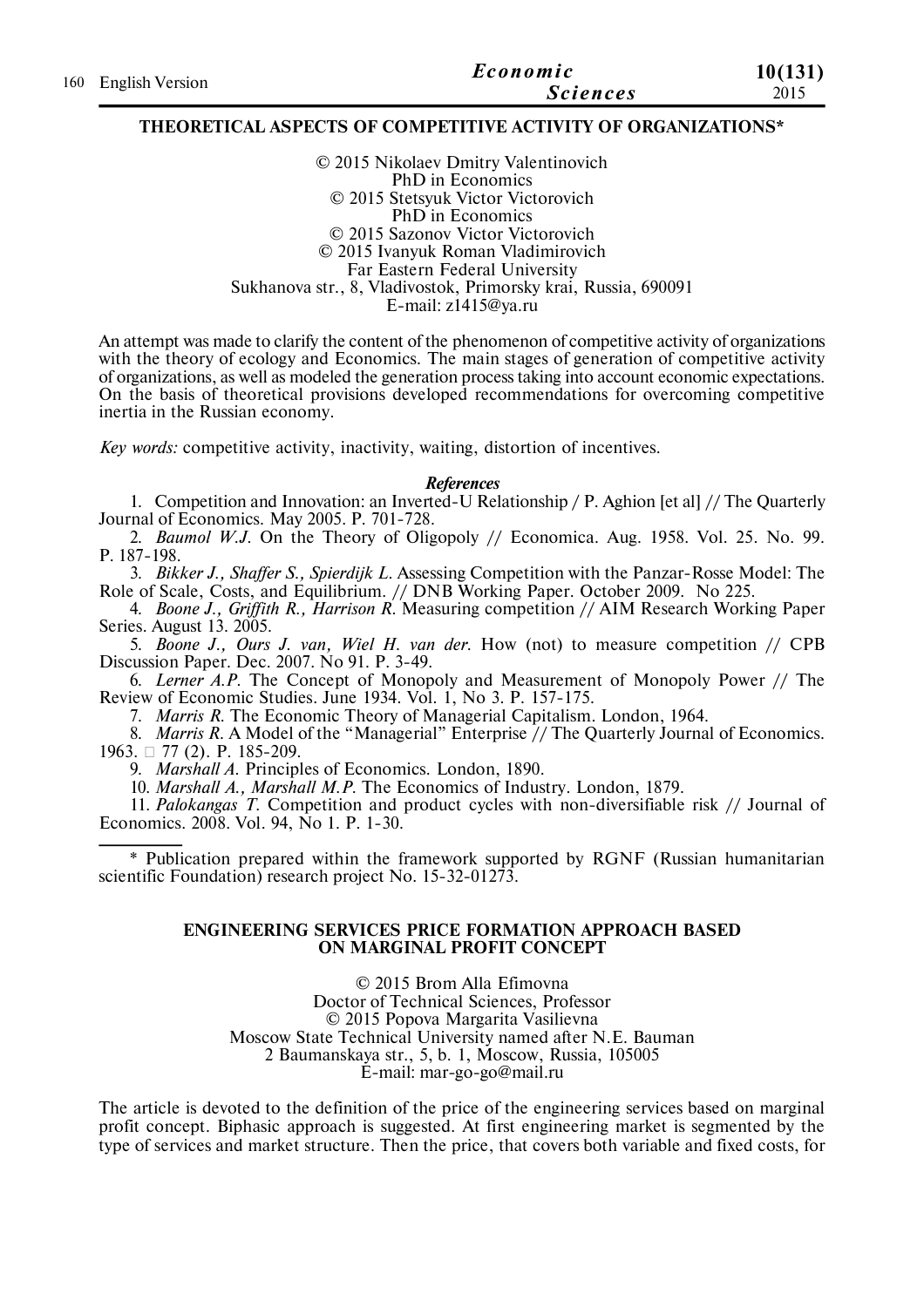## THEORETICAL ASPECTS OF COMPETITIVE ACTIVITY OF ORGANIZATIONS*

© 2015 Nikolaev Dmitry Valentinovich
PhD in Economics
© 2015 Stetsyuk Victor Victorovich
PhD in Economics
© 2015 Sazonov Victor Victorovich
© 2015 Ivanyuk Roman Vladimirovich
Far Eastern Federal University
Sukhanova str., 8, Vladivostok, Primorsky krai, Russia, 690091
E-mail: z1415@ya.ru

An attempt was made to clarify the content of the phenomenon of competitive activity of organizations with the theory of ecology and Economics. The main stages of generation of competitive activity of organizations, as well as modeled the generation process taking into account economic expectations. On the basis of theoretical provisions developed recommendations for overcoming competitive inertia in the Russian economy.

*Key words:* competitive activity, inactivity, waiting, distortion of incentives.

***References***

1. Competition and Innovation: an Inverted-U Relationship / P. Aghion [et al] // The Quarterly Journal of Economics. May 2005. P. 701-728.
2. *Baumol W.J.* On the Theory of Oligopoly // Economica. Aug. 1958. Vol. 25. No. 99. P. 187-198.
3. *Bikker J., Shaffer S., Spierdijk L.* Assessing Competition with the Panzar-Rosse Model: The Role of Scale, Costs, and Equilibrium. // DNB Working Paper. October 2009. No 225.
4. *Boone J., Griffith R., Harrison R.* Measuring competition // AIM Research Working Paper Series. August 13. 2005.
5. *Boone J., Ours J. van, Wiel H. van der.* How (not) to measure competition // CPB Discussion Paper. Dec. 2007. No 91. P. 3-49.
6. *Lerner A.P.* The Concept of Monopoly and Measurement of Monopoly Power // The Review of Economic Studies. June 1934. Vol. 1, No 3. P. 157-175.
7. *Marris R.* The Economic Theory of Managerial Capitalism. London, 1964.
8. *Marris R.* A Model of the "Managerial" Enterprise // The Quarterly Journal of Economics. 1963. □ 77 (2). P. 185-209.
9. *Marshall A.* Principles of Economics. London, 1890.
10. *Marshall A., Marshall M.P.* The Economics of Industry. London, 1879.
11. *Palokangas T.* Competition and product cycles with non-diversifiable risk // Journal of Economics. 2008. Vol. 94, No 1. P. 1-30.

\* Publication prepared within the framework supported by RGNF (Russian humanitarian scientific Foundation) research project No. 15-32-01273.

## ENGINEERING SERVICES PRICE FORMATION APPROACH BASED ON MARGINAL PROFIT CONCEPT

© 2015 Brom Alla Efimovna
Doctor of Technical Sciences, Professor
© 2015 Popova Margarita Vasilievna
Moscow State Technical University named after N.E. Bauman
2 Baumanskaya str., 5, b. 1, Moscow, Russia, 105005
E-mail: mar-go-go@mail.ru

The article is devoted to the definition of the price of the engineering services based on marginal profit concept. Biphasic approach is suggested. At first engineering market is segmented by the type of services and market structure. Then the price, that covers both variable and fixed costs, for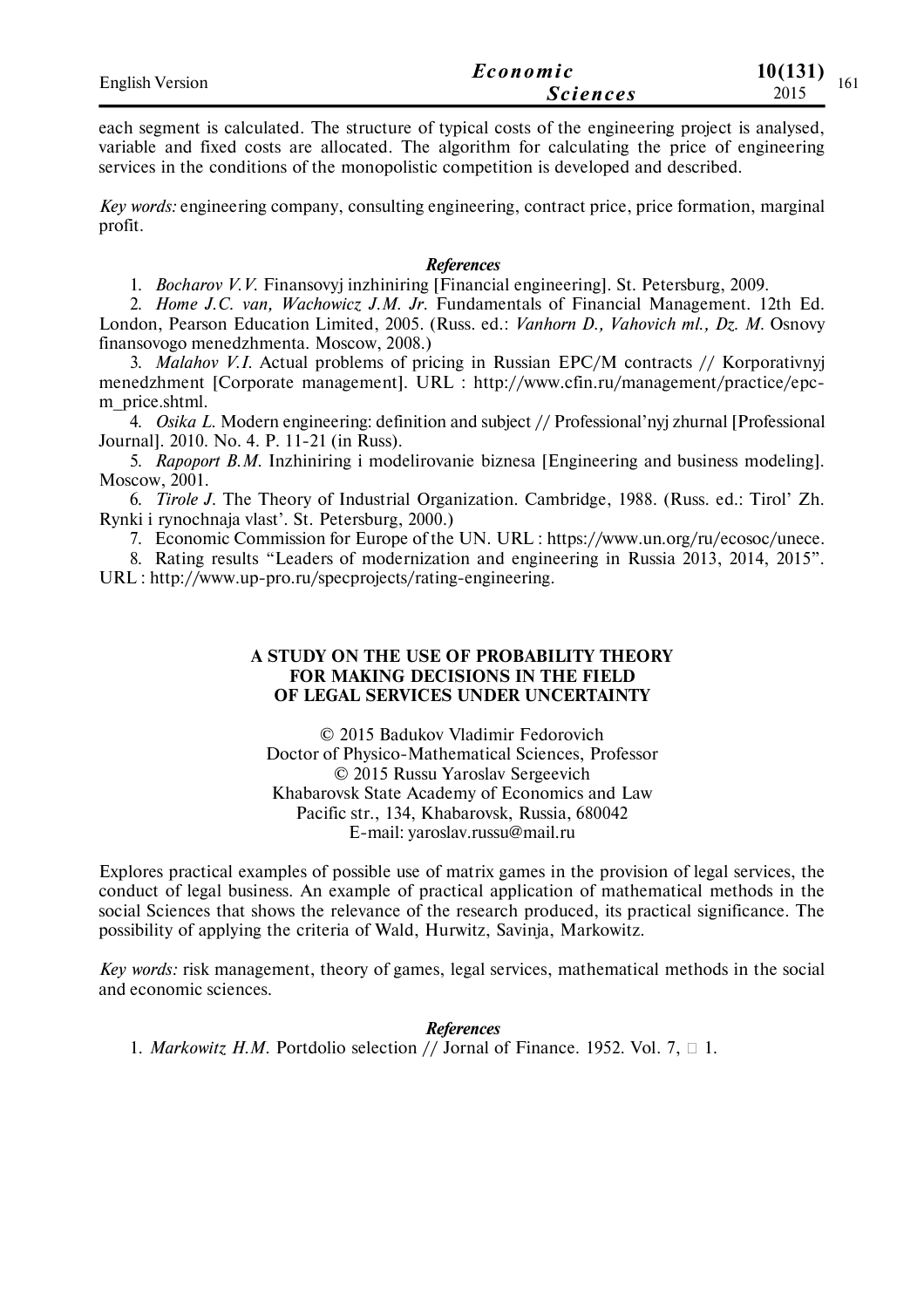each segment is calculated. The structure of typical costs of the engineering project is analysed, variable and fixed costs are allocated. The algorithm for calculating the price of engineering services in the conditions of the monopolistic competition is developed and described.

*Key words:* engineering company, consulting engineering, contract price, price formation, marginal profit.

### *References*

1. *Bocharov V.V.* Finansovyj inzhiniring [Financial engineering]. St. Petersburg, 2009.
2. *Home J.C. van, Wachowicz J.M. Jr.* Fundamentals of Financial Management. 12th Ed. London, Pearson Education Limited, 2005. (Russ. ed.: *Vanhorn D., Vahovich ml., Dz. M.* Osnovy finansovogo menedzhmenta. Moscow, 2008.)
3. *Malahov V.I.* Actual problems of pricing in Russian EPC/M contracts // Korporativnyj menedzhment [Corporate management]. URL : http://www.cfin.ru/management/practice/epc-m_price.shtml.
4. *Osika L.* Modern engineering: definition and subject // Professional'nyj zhurnal [Professional Journal]. 2010. No. 4. P. 11-21 (in Russ).
5. *Rapoport B.M.* Inzhiniring i modelirovanie biznesa [Engineering and business modeling]. Moscow, 2001.
6. *Tirole J.* The Theory of Industrial Organization. Cambridge, 1988. (Russ. ed.: Tirol' Zh. Rynki i rynochnaja vlast'. St. Petersburg, 2000.)
7. Economic Commission for Europe of the UN. URL : https://www.un.org/ru/ecosoc/unece.
8. Rating results "Leaders of modernization and engineering in Russia 2013, 2014, 2015". URL : http://www.up-pro.ru/specprojects/rating-engineering.

## A STUDY ON THE USE OF PROBABILITY THEORY FOR MAKING DECISIONS IN THE FIELD OF LEGAL SERVICES UNDER UNCERTAINTY

© 2015 Badukov Vladimir Fedorovich
Doctor of Physico-Mathematical Sciences, Professor
© 2015 Russu Yaroslav Sergeevich
Khabarovsk State Academy of Economics and Law
Pacific str., 134, Khabarovsk, Russia, 680042
E-mail: yaroslav.russu@mail.ru

Explores practical examples of possible use of matrix games in the provision of legal services, the conduct of legal business. An example of practical application of mathematical methods in the social Sciences that shows the relevance of the research produced, its practical significance. The possibility of applying the criteria of Wald, Hurwitz, Savinja, Markowitz.

*Key words:* risk management, theory of games, legal services, mathematical methods in the social and economic sciences.

### *References*

1. *Markowitz H.M.* Portdolio selection // Jornal of Finance. 1952. Vol. 7, □ 1.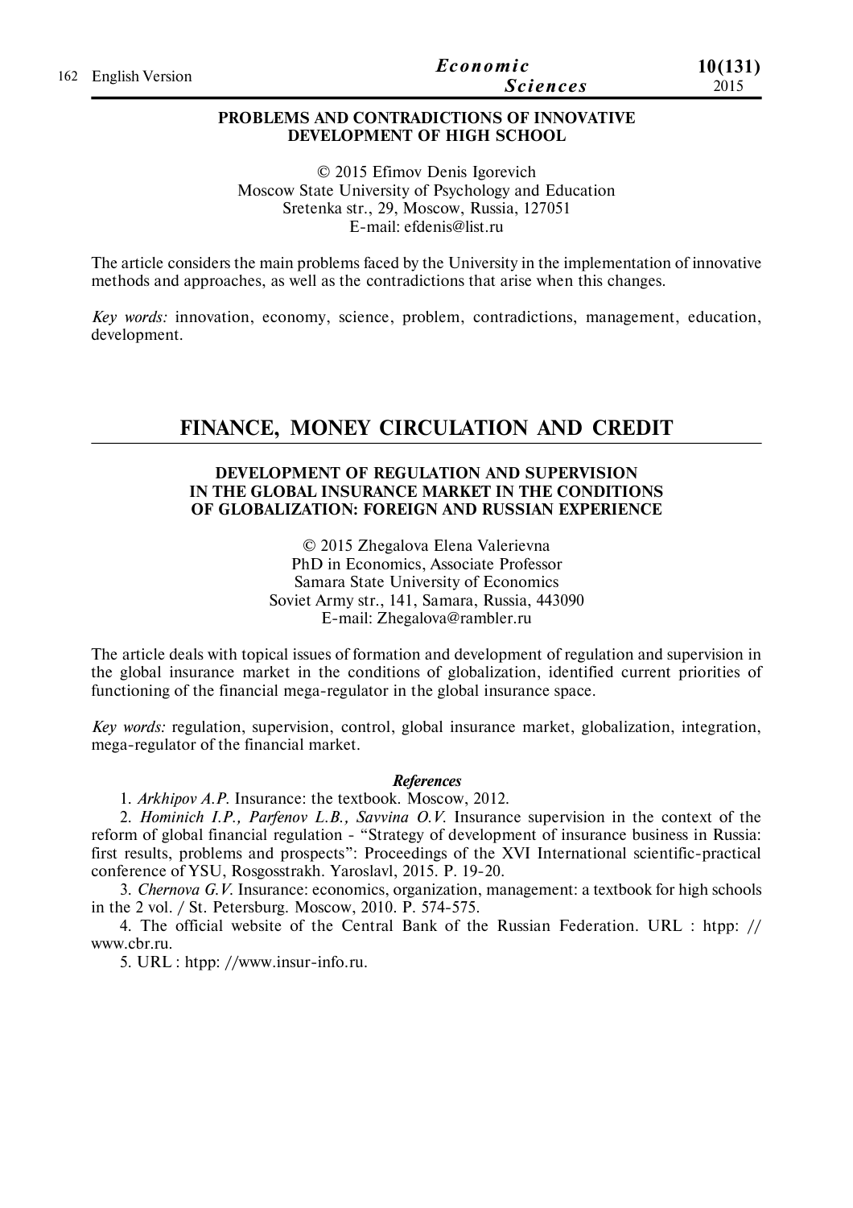### PROBLEMS AND CONTRADICTIONS OF INNOVATIVE DEVELOPMENT OF HIGH SCHOOL

© 2015 Efimov Denis Igorevich
Moscow State University of Psychology and Education
Sretenka str., 29, Moscow, Russia, 127051
E-mail: efdenis@list.ru

The article considers the main problems faced by the University in the implementation of innovative methods and approaches, as well as the contradictions that arise when this changes.

*Key words:* innovation, economy, science, problem, contradictions, management, education, development.

## FINANCE, MONEY CIRCULATION AND CREDIT

### DEVELOPMENT OF REGULATION AND SUPERVISION IN THE GLOBAL INSURANCE MARKET IN THE CONDITIONS OF GLOBALIZATION: FOREIGN AND RUSSIAN EXPERIENCE

© 2015 Zhegalova Elena Valerievna
PhD in Economics, Associate Professor
Samara State University of Economics
Soviet Army str., 141, Samara, Russia, 443090
E-mail: Zhegalova@rambler.ru

The article deals with topical issues of formation and development of regulation and supervision in the global insurance market in the conditions of globalization, identified current priorities of functioning of the financial mega-regulator in the global insurance space.

*Key words:* regulation, supervision, control, global insurance market, globalization, integration, mega-regulator of the financial market.

#### *References*

1. *Arkhipov A.P.* Insurance: the textbook. Moscow, 2012.
2. *Hominich I.P., Parfenov L.B., Savvina O.V.* Insurance supervision in the context of the reform of global financial regulation - "Strategy of development of insurance business in Russia: first results, problems and prospects": Proceedings of the XVI International scientific-practical conference of YSU, Rosgosstrakh. Yaroslavl, 2015. P. 19-20.
3. *Chernova G.V.* Insurance: economics, organization, management: a textbook for high schools in the 2 vol. / St. Petersburg. Moscow, 2010. P. 574-575.
4. The official website of the Central Bank of the Russian Federation. URL : htpp: // www.cbr.ru.
5. URL : htpp: //www.insur-info.ru.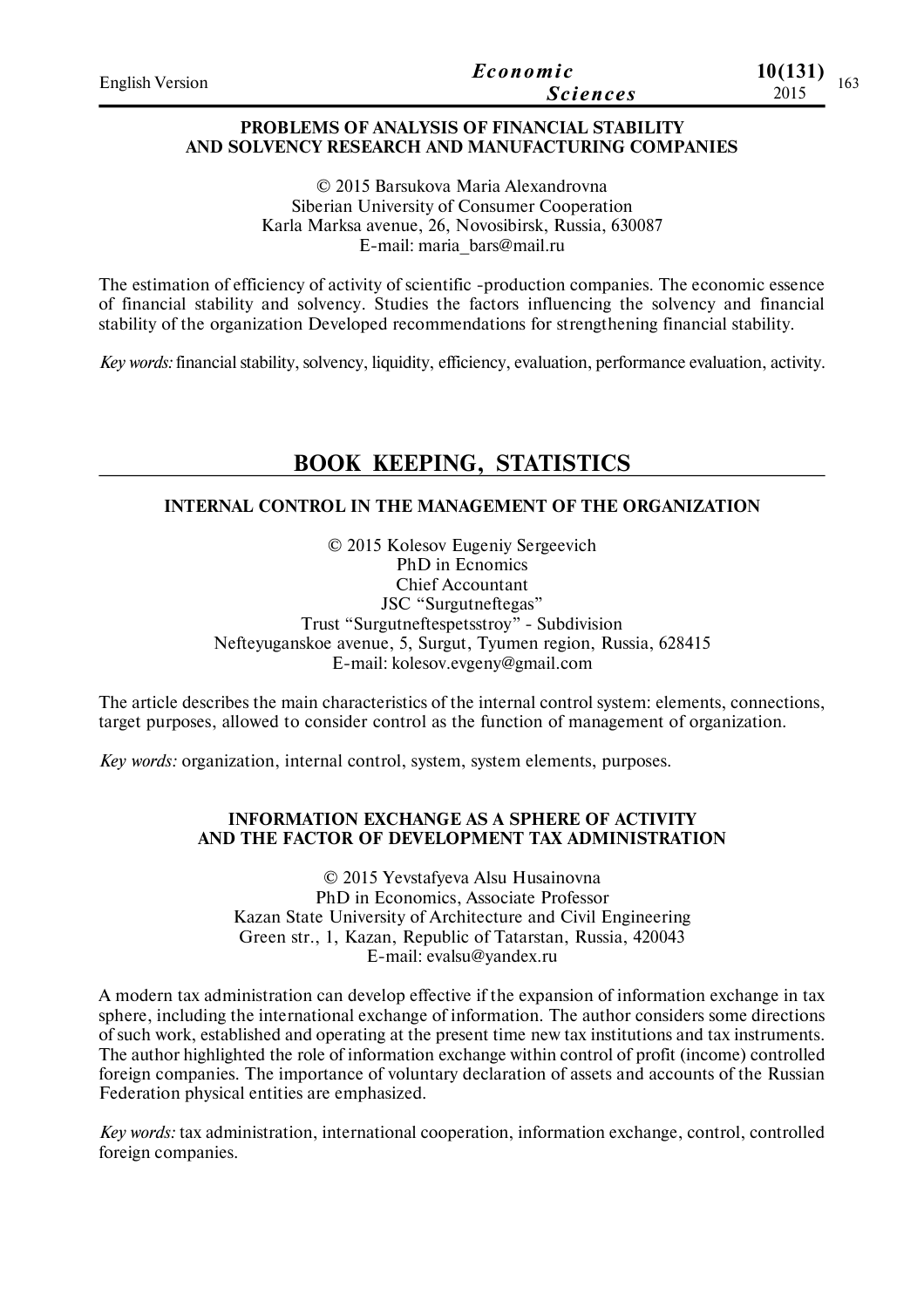### PROBLEMS OF ANALYSIS OF FINANCIAL STABILITY AND SOLVENCY RESEARCH AND MANUFACTURING COMPANIES

© 2015 Barsukova Maria Alexandrovna
Siberian University of Consumer Cooperation
Karla Marksa avenue, 26, Novosibirsk, Russia, 630087
E-mail: maria_bars@mail.ru

The estimation of efficiency of activity of scientific -production companies. The economic essence of financial stability and solvency. Studies the factors influencing the solvency and financial stability of the organization Developed recommendations for strengthening financial stability.

*Key words:* financial stability, solvency, liquidity, efficiency, evaluation, performance evaluation, activity.

## BOOK KEEPING, STATISTICS

### INTERNAL CONTROL IN THE MANAGEMENT OF THE ORGANIZATION

© 2015 Kolesov Eugeniy Sergeevich
PhD in Ecnomics
Chief Accountant
JSC "Surgutneftegas"
Trust "Surgutneftespetsstroy" - Subdivision
Nefteyuganskoe avenue, 5, Surgut, Tyumen region, Russia, 628415
E-mail: kolesov.evgeny@gmail.com

The article describes the main characteristics of the internal control system: elements, connections, target purposes, allowed to consider control as the function of management of organization.

*Key words:* organization, internal control, system, system elements, purposes.

### INFORMATION EXCHANGE AS A SPHERE OF ACTIVITY AND THE FACTOR OF DEVELOPMENT TAX ADMINISTRATION

© 2015 Yevstafyeva Alsu Husainovna
PhD in Economics, Associate Professor
Kazan State University of Architecture and Civil Engineering
Green str., 1, Kazan, Republic of Tatarstan, Russia, 420043
E-mail: evalsu@yandex.ru

A modern tax administration can develop effective if the expansion of information exchange in tax sphere, including the international exchange of information. The author considers some directions of such work, established and operating at the present time new tax institutions and tax instruments. The author highlighted the role of information exchange within control of profit (income) controlled foreign companies. The importance of voluntary declaration of assets and accounts of the Russian Federation physical entities are emphasized.

*Key words:* tax administration, international cooperation, information exchange, control, controlled foreign companies.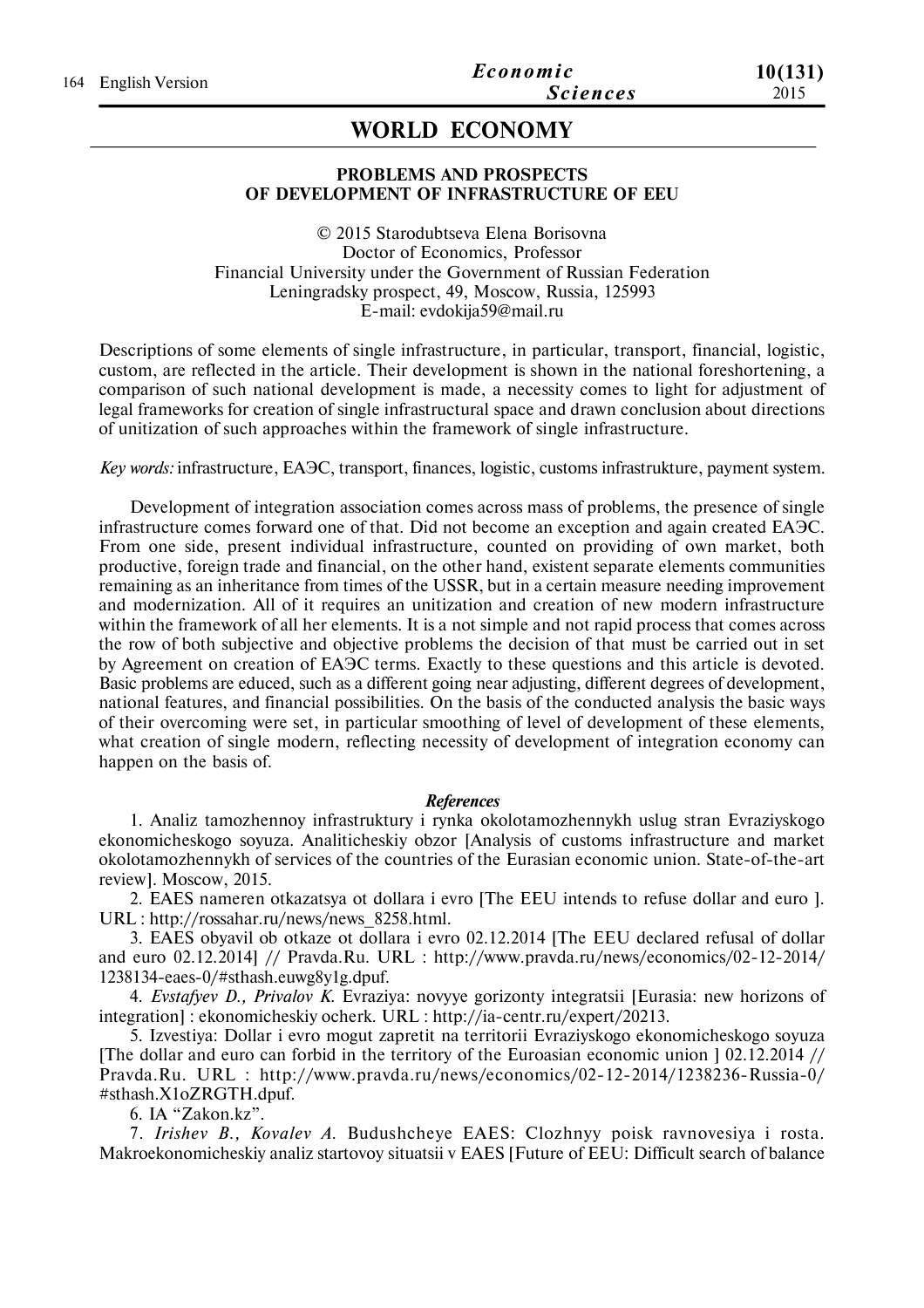## WORLD ECONOMY

### PROBLEMS AND PROSPECTS OF DEVELOPMENT OF INFRASTRUCTURE OF EEU

© 2015 Starodubtseva Elena Borisovna
Doctor of Economics, Professor
Financial University under the Government of Russian Federation
Leningradsky prospect, 49, Moscow, Russia, 125993
E-mail: evdokija59@mail.ru

Descriptions of some elements of single infrastructure, in particular, transport, financial, logistic, custom, are reflected in the article. Their development is shown in the national foreshortening, a comparison of such national development is made, a necessity comes to light for adjustment of legal frameworks for creation of single infrastructural space and drawn conclusion about directions of unitization of such approaches within the framework of single infrastructure.

*Key words:* infrastructure, ЕАЭС, transport, finances, logistic, customs infrastrukture, payment system.

Development of integration association comes across mass of problems, the presence of single infrastructure comes forward one of that. Did not become an exception and again created ЕАЭС. From one side, present individual infrastructure, counted on providing of own market, both productive, foreign trade and financial, on the other hand, existent separate elements communities remaining as an inheritance from times of the USSR, but in a certain measure needing improvement and modernization. All of it requires an unitization and creation of new modern infrastructure within the framework of all her elements. It is a not simple and not rapid process that comes across the row of both subjective and objective problems the decision of that must be carried out in set by Agreement on creation of ЕАЭС terms. Exactly to these questions and this article is devoted. Basic problems are educed, such as a different going near adjusting, different degrees of development, national features, and financial possibilities. On the basis of the conducted analysis the basic ways of their overcoming were set, in particular smoothing of level of development of these elements, what creation of single modern, reflecting necessity of development of integration economy can happen on the basis of.

#### *References*

1. Analiz tamozhennoy infrastruktury i rynka okolotamozhennykh uslug stran Evraziyskogo ekonomicheskogo soyuza. Analiticheskiy obzor [Analysis of customs infrastructure and market okolotamozhennykh of services of the countries of the Eurasian economic union. State-of-the-art review]. Moscow, 2015.

2. EAES nameren otkazatsya ot dollara i evro [The EEU intends to refuse dollar and euro ]. URL : http://rossahar.ru/news/news_8258.html.

3. EAES obyavil ob otkaze ot dollara i evro 02.12.2014 [The EEU declared refusal of dollar and euro 02.12.2014] // Pravda.Ru. URL : http://www.pravda.ru/news/economics/02-12-2014/1238134-eaes-0/#sthash.euwg8y1g.dpuf.

4. *Evstafyev D., Privalov K.* Evraziya: novyye gorizonty integratsii [Eurasia: new horizons of integration] : ekonomicheskiy ocherk. URL : http://ia-centr.ru/expert/20213.

5. Izvestiya: Dollar i evro mogut zapretit na territorii Evraziyskogo ekonomicheskogo soyuza [The dollar and euro can forbid in the territory of the Euroasian economic union ] 02.12.2014 // Pravda.Ru. URL : http://www.pravda.ru/news/economics/02-12-2014/1238236-Russia-0/#sthash.X1oZRGTH.dpuf.

6. IA “Zakon.kz”.

7. *Irishev B., Kovalev A.* Budushcheye EAES: Clozhnyy poisk ravnovesiya i rosta. Makroekonomicheskiy analiz startovoy situatsii v EAES [Future of EEU: Difficult search of balance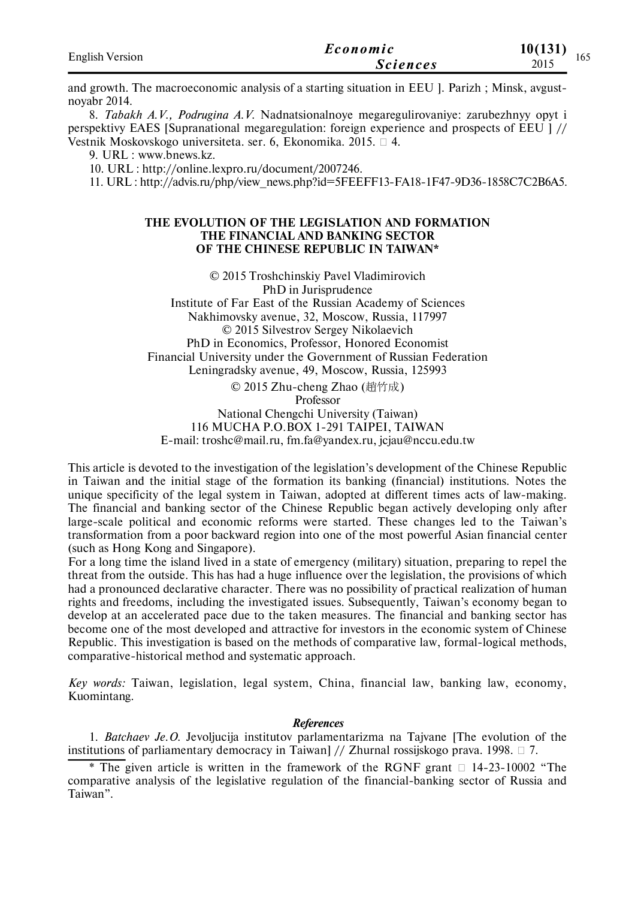and growth. The macroeconomic analysis of a starting situation in EEU ]. Parizh ; Minsk, avgust-noyabr 2014.

8. *Tabakh A.V., Podrugina A.V.* Nadnatsionalnoye megaregulirovaniye: zarubezhnyy opyt i perspektivy EAES [Supranational megaregulation: foreign experience and prospects of EEU ] // Vestnik Moskovskogo universiteta. ser. 6, Ekonomika. 2015. □ 4.

9. URL : www.bnews.kz.

10. URL : http://online.lexpro.ru/document/2007246.

11. URL : http://advis.ru/php/view_news.php?id=5FEEFF13-FA18-1F47-9D36-1858C7C2B6A5.

## THE EVOLUTION OF THE LEGISLATION AND FORMATION THE FINANCIAL AND BANKING SECTOR OF THE CHINESE REPUBLIC IN TAIWAN*

© 2015 Troshchinskiy Pavel Vladimirovich
PhD in Jurisprudence
Institute of Far East of the Russian Academy of Sciences
Nakhimovsky avenue, 32, Moscow, Russia, 117997
© 2015 Silvestrov Sergey Nikolaevich
PhD in Economics, Professor, Honored Economist
Financial University under the Government of Russian Federation
Leningradsky avenue, 49, Moscow, Russia, 125993
© 2015 Zhu-cheng Zhao (趙竹成)
Professor
National Chengchi University (Taiwan)
116 MUCHA P.O.BOX 1-291 TAIPEI, TAIWAN
E-mail: troshc@mail.ru, fm.fa@yandex.ru, jcjau@nccu.edu.tw

This article is devoted to the investigation of the legislation's development of the Chinese Republic in Taiwan and the initial stage of the formation its banking (financial) institutions. Notes the unique specificity of the legal system in Taiwan, adopted at different times acts of law-making. The financial and banking sector of the Chinese Republic began actively developing only after large-scale political and economic reforms were started. These changes led to the Taiwan's transformation from a poor backward region into one of the most powerful Asian financial center (such as Hong Kong and Singapore).

For a long time the island lived in a state of emergency (military) situation, preparing to repel the threat from the outside. This has had a huge influence over the legislation, the provisions of which had a pronounced declarative character. There was no possibility of practical realization of human rights and freedoms, including the investigated issues. Subsequently, Taiwan's economy began to develop at an accelerated pace due to the taken measures. The financial and banking sector has become one of the most developed and attractive for investors in the economic system of Chinese Republic. This investigation is based on the methods of comparative law, formal-logical methods, comparative-historical method and systematic approach.

*Key words:* Taiwan, legislation, legal system, China, financial law, banking law, economy, Kuomintang.

### *References*

1. *Batchaev Je.O.* Jevoljucija institutov parlamentarizma na Tajvane [The evolution of the institutions of parliamentary democracy in Taiwan] // Zhurnal rossijskogo prava. 1998. □ 7.

---

* The given article is written in the framework of the RGNF grant □ 14-23-10002 "The comparative analysis of the legislative regulation of the financial-banking sector of Russia and Taiwan".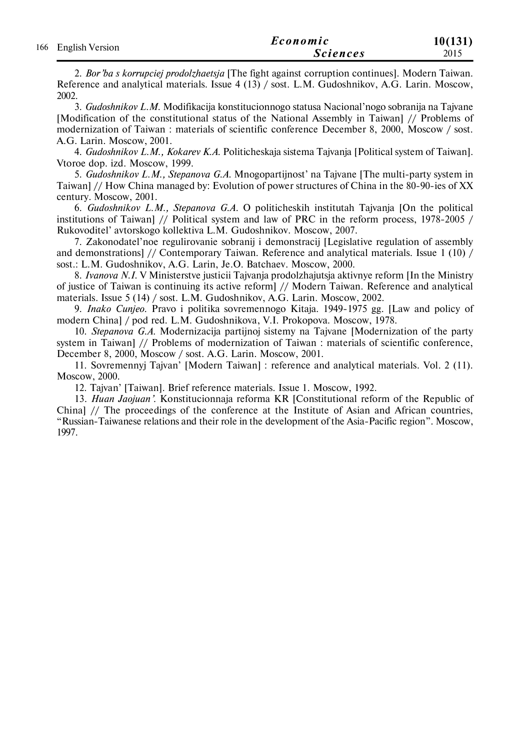2. *Bor'ba s korrupciej prodolzhaetsja* [The fight against corruption continues]. Modern Taiwan. Reference and analytical materials. Issue 4 (13) / sost. L.M. Gudoshnikov, A.G. Larin. Moscow, 2002.

3. *Gudoshnikov L.M.* Modifikacija konstitucionnogo statusa Nacional'nogo sobranija na Tajvane [Modification of the constitutional status of the National Assembly in Taiwan] // Problems of modernization of Taiwan : materials of scientific conference December 8, 2000, Moscow / sost. A.G. Larin. Moscow, 2001.

4. *Gudoshnikov L.M., Kokarev K.A.* Politicheskaja sistema Tajvanja [Political system of Taiwan]. Vtoroe dop. izd. Moscow, 1999.

5. *Gudoshnikov L.M., Stepanova G.A.* Mnogopartijnost' na Tajvane [The multi-party system in Taiwan] // How China managed by: Evolution of power structures of China in the 80-90-ies of XX century. Moscow, 2001.

6. *Gudoshnikov L.M., Stepanova G.A.* O politicheskih institutah Tajvanja [On the political institutions of Taiwan] // Political system and law of PRC in the reform process, 1978-2005 / Rukovoditel' avtorskogo kollektiva L.M. Gudoshnikov. Moscow, 2007.

7. Zakonodatel'noe regulirovanie sobranij i demonstracij [Legislative regulation of assembly and demonstrations] // Contemporary Taiwan. Reference and analytical materials. Issue 1 (10) / sost.: L.M. Gudoshnikov, A.G. Larin, Je.O. Batchaev. Moscow, 2000.

8. *Ivanova N.I.* V Ministerstve justicii Tajvanja prodolzhajutsja aktivnye reform [In the Ministry of justice of Taiwan is continuing its active reform] // Modern Taiwan. Reference and analytical materials. Issue 5 (14) / sost. L.M. Gudoshnikov, A.G. Larin. Moscow, 2002.

9. *Inako Cunjeo.* Pravo i politika sovremennogo Kitaja. 1949-1975 gg. [Law and policy of modern China] / pod red. L.M. Gudoshnikova, V.I. Prokopova. Moscow, 1978.

10. *Stepanova G.A.* Modernizacija partijnoj sistemy na Tajvane [Modernization of the party system in Taiwan] // Problems of modernization of Taiwan : materials of scientific conference, December 8, 2000, Moscow / sost. A.G. Larin. Moscow, 2001.

11. Sovremennyj Tajvan' [Modern Taiwan] : reference and analytical materials. Vol. 2 (11). Moscow, 2000.

12. Tajvan' [Taiwan]. Brief reference materials. Issue 1. Moscow, 1992.

13. *Huan Jaojuan'.* Konstitucionnaja reforma KR [Constitutional reform of the Republic of China] // The proceedings of the conference at the Institute of Asian and African countries, "Russian-Taiwanese relations and their role in the development of the Asia-Pacific region". Moscow, 1997.